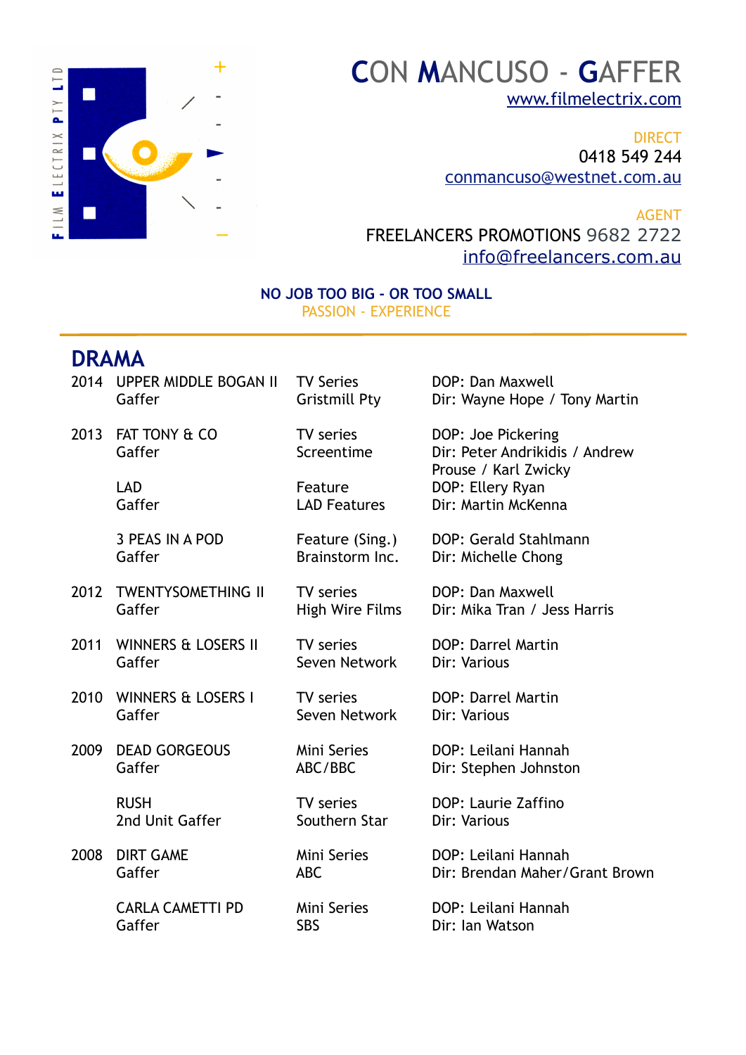FILM ELECTRIX PTY LTD

# CON MANCUSO - GAFFER

www.filmelectrix.com

DIRECT
0418 549 244
conmancuso@westnet.com.au

AGENT
FREELANCERS PROMOTIONS 9682 2722
info@freelancers.com.au

**NO JOB TOO BIG - OR TOO SMALL**
PASSION - EXPERIENCE

## DRAMA

| Year | Production / Role | Type / Company | Credits |
|---|---|---|---|
| 2014 | UPPER MIDDLE BOGAN II<br>Gaffer | TV Series<br>Gristmill Pty | DOP: Dan Maxwell<br>Dir: Wayne Hope / Tony Martin |
| 2013 | FAT TONY & CO<br>Gaffer | TV series<br>Screentime | DOP: Joe Pickering<br>Dir: Peter Andrikidis / Andrew Prouse / Karl Zwicky |
| | LAD<br>Gaffer | Feature<br>LAD Features | DOP: Ellery Ryan<br>Dir: Martin McKenna |
| | 3 PEAS IN A POD<br>Gaffer | Feature (Sing.)<br>Brainstorm Inc. | DOP: Gerald Stahlmann<br>Dir: Michelle Chong |
| 2012 | TWENTYSOMETHING II<br>Gaffer | TV series<br>High Wire Films | DOP: Dan Maxwell<br>Dir: Mika Tran / Jess Harris |
| 2011 | WINNERS & LOSERS II<br>Gaffer | TV series<br>Seven Network | DOP: Darrel Martin<br>Dir: Various |
| 2010 | WINNERS & LOSERS I<br>Gaffer | TV series<br>Seven Network | DOP: Darrel Martin<br>Dir: Various |
| 2009 | DEAD GORGEOUS<br>Gaffer | Mini Series<br>ABC/BBC | DOP: Leilani Hannah<br>Dir: Stephen Johnston |
| | RUSH<br>2nd Unit Gaffer | TV series<br>Southern Star | DOP: Laurie Zaffino<br>Dir: Various |
| 2008 | DIRT GAME<br>Gaffer | Mini Series<br>ABC | DOP: Leilani Hannah<br>Dir: Brendan Maher/Grant Brown |
| | CARLA CAMETTI PD<br>Gaffer | Mini Series<br>SBS | DOP: Leilani Hannah<br>Dir: Ian Watson |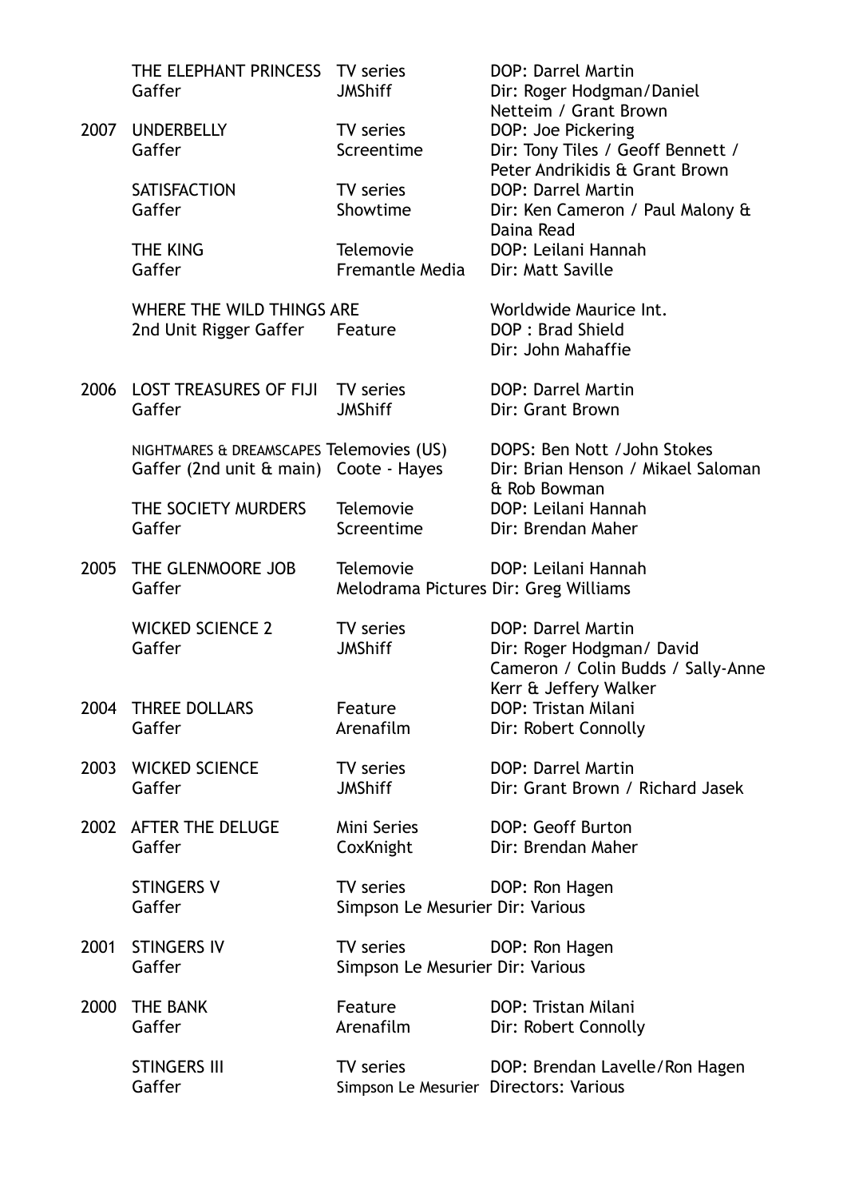| Year | Title / Role | Type / Company | Credits |
|---|---|---|---|
| | THE ELEPHANT PRINCESS<br>Gaffer | TV series<br>JMShiff | DOP: Darrel Martin<br>Dir: Roger Hodgman/Daniel Netteim / Grant Brown |
| 2007 | UNDERBELLY<br>Gaffer | TV series<br>Screentime | DOP: Joe Pickering<br>Dir: Tony Tiles / Geoff Bennett / Peter Andrikidis & Grant Brown |
| | SATISFACTION<br>Gaffer | TV series<br>Showtime | DOP: Darrel Martin<br>Dir: Ken Cameron / Paul Malony & Daina Read |
| | THE KING<br>Gaffer | Telemovie<br>Fremantle Media | DOP: Leilani Hannah<br>Dir: Matt Saville |
| | WHERE THE WILD THINGS ARE<br>2nd Unit Rigger Gaffer | Feature | Worldwide Maurice Int.<br>DOP : Brad Shield<br>Dir: John Mahaffie |
| 2006 | LOST TREASURES OF FIJI<br>Gaffer | TV series<br>JMShiff | DOP: Darrel Martin<br>Dir: Grant Brown |
| | NIGHTMARES & DREAMSCAPES<br>Gaffer (2nd unit & main) | Telemovies (US)<br>Coote - Hayes | DOPS: Ben Nott /John Stokes<br>Dir: Brian Henson / Mikael Saloman & Rob Bowman |
| | THE SOCIETY MURDERS<br>Gaffer | Telemovie<br>Screentime | DOP: Leilani Hannah<br>Dir: Brendan Maher |
| 2005 | THE GLENMOORE JOB<br>Gaffer | Telemovie<br>Melodrama Pictures | DOP: Leilani Hannah<br>Dir: Greg Williams |
| | WICKED SCIENCE 2<br>Gaffer | TV series<br>JMShiff | DOP: Darrel Martin<br>Dir: Roger Hodgman/ David Cameron / Colin Budds / Sally-Anne Kerr & Jeffery Walker |
| 2004 | THREE DOLLARS<br>Gaffer | Feature<br>Arenafilm | DOP: Tristan Milani<br>Dir: Robert Connolly |
| 2003 | WICKED SCIENCE<br>Gaffer | TV series<br>JMShiff | DOP: Darrel Martin<br>Dir: Grant Brown / Richard Jasek |
| 2002 | AFTER THE DELUGE<br>Gaffer | Mini Series<br>CoxKnight | DOP: Geoff Burton<br>Dir: Brendan Maher |
| | STINGERS V<br>Gaffer | TV series<br>Simpson Le Mesurier | DOP: Ron Hagen<br>Dir: Various |
| 2001 | STINGERS IV<br>Gaffer | TV series<br>Simpson Le Mesurier | DOP: Ron Hagen<br>Dir: Various |
| 2000 | THE BANK<br>Gaffer | Feature<br>Arenafilm | DOP: Tristan Milani<br>Dir: Robert Connolly |
| | STINGERS III<br>Gaffer | TV series<br>Simpson Le Mesurier | DOP: Brendan Lavelle/Ron Hagen<br>Directors: Various |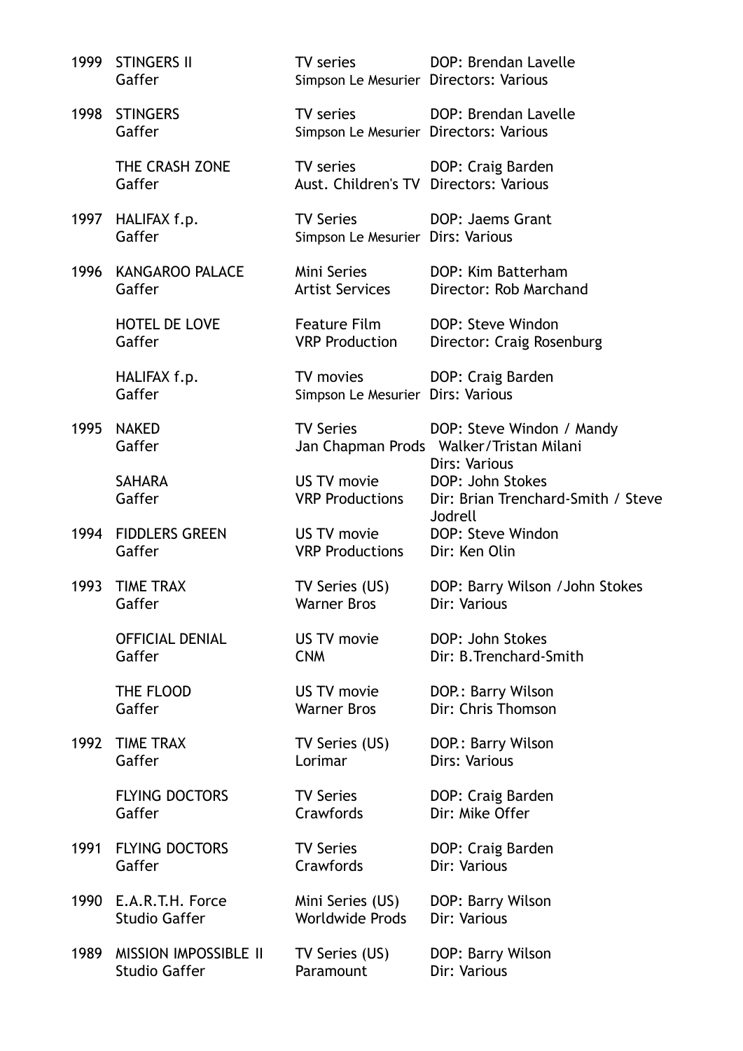| | | | |
|---|---|---|---|
| 1999 | STINGERS II<br>Gaffer | TV series<br>Simpson Le Mesurier | DOP: Brendan Lavelle<br>Directors: Various |
| 1998 | STINGERS<br>Gaffer | TV series<br>Simpson Le Mesurier | DOP: Brendan Lavelle<br>Directors: Various |
| | THE CRASH ZONE<br>Gaffer | TV series<br>Aust. Children's TV | DOP: Craig Barden<br>Directors: Various |
| 1997 | HALIFAX f.p.<br>Gaffer | TV Series<br>Simpson Le Mesurier | DOP: Jaems Grant<br>Dirs: Various |
| 1996 | KANGAROO PALACE<br>Gaffer | Mini Series<br>Artist Services | DOP: Kim Batterham<br>Director: Rob Marchand |
| | HOTEL DE LOVE<br>Gaffer | Feature Film<br>VRP Production | DOP: Steve Windon<br>Director: Craig Rosenburg |
| | HALIFAX f.p.<br>Gaffer | TV movies<br>Simpson Le Mesurier | DOP: Craig Barden<br>Dirs: Various |
| 1995 | NAKED<br>Gaffer | TV Series<br>Jan Chapman Prods | DOP: Steve Windon / Mandy Walker/Tristan Milani<br>Dirs: Various |
| | SAHARA<br>Gaffer | US TV movie<br>VRP Productions | DOP: John Stokes<br>Dir: Brian Trenchard-Smith / Steve Jodrell |
| 1994 | FIDDLERS GREEN<br>Gaffer | US TV movie<br>VRP Productions | DOP: Steve Windon<br>Dir: Ken Olin |
| 1993 | TIME TRAX<br>Gaffer | TV Series (US)<br>Warner Bros | DOP: Barry Wilson / John Stokes<br>Dir: Various |
| | OFFICIAL DENIAL<br>Gaffer | US TV movie<br>CNM | DOP: John Stokes<br>Dir: B.Trenchard-Smith |
| | THE FLOOD<br>Gaffer | US TV movie<br>Warner Bros | DOP.: Barry Wilson<br>Dir: Chris Thomson |
| 1992 | TIME TRAX<br>Gaffer | TV Series (US)<br>Lorimar | DOP.: Barry Wilson<br>Dirs: Various |
| | FLYING DOCTORS<br>Gaffer | TV Series<br>Crawfords | DOP: Craig Barden<br>Dir: Mike Offer |
| 1991 | FLYING DOCTORS<br>Gaffer | TV Series<br>Crawfords | DOP: Craig Barden<br>Dir: Various |
| 1990 | E.A.R.T.H. Force<br>Studio Gaffer | Mini Series (US)<br>Worldwide Prods | DOP: Barry Wilson<br>Dir: Various |
| 1989 | MISSION IMPOSSIBLE II<br>Studio Gaffer | TV Series (US)<br>Paramount | DOP: Barry Wilson<br>Dir: Various |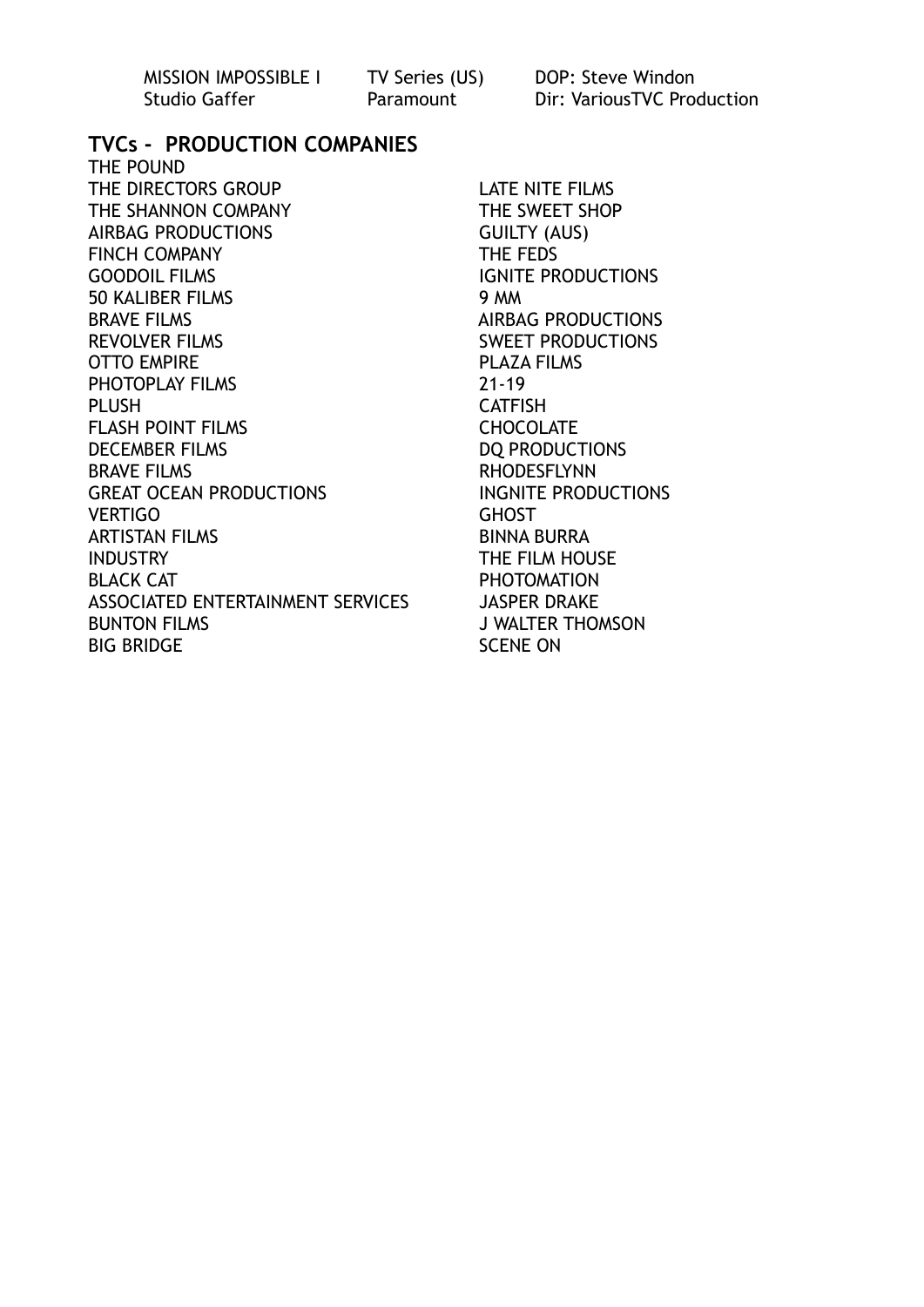| | | |
|---|---|---|
| MISSION IMPOSSIBLE I | TV Series (US) | DOP: Steve Windon |
| Studio Gaffer | Paramount | Dir: VariousTVC Production |

## TVCs - PRODUCTION COMPANIES

THE POUND
THE DIRECTORS GROUP
THE SHANNON COMPANY
AIRBAG PRODUCTIONS
FINCH COMPANY
GOODOIL FILMS
50 KALIBER FILMS
BRAVE FILMS
REVOLVER FILMS
OTTO EMPIRE
PHOTOPLAY FILMS
PLUSH
FLASH POINT FILMS
DECEMBER FILMS
BRAVE FILMS
GREAT OCEAN PRODUCTIONS
VERTIGO
ARTISTAN FILMS
INDUSTRY
BLACK CAT
ASSOCIATED ENTERTAINMENT SERVICES
BUNTON FILMS
BIG BRIDGE
LATE NITE FILMS
THE SWEET SHOP
GUILTY (AUS)
THE FEDS
IGNITE PRODUCTIONS
9 MM
AIRBAG PRODUCTIONS
SWEET PRODUCTIONS
PLAZA FILMS
21-19
CATFISH
CHOCOLATE
DQ PRODUCTIONS
RHODESFLYNN
INGNITE PRODUCTIONS
GHOST
BINNA BURRA
THE FILM HOUSE
PHOTOMATION
JASPER DRAKE
J WALTER THOMSON
SCENE ON